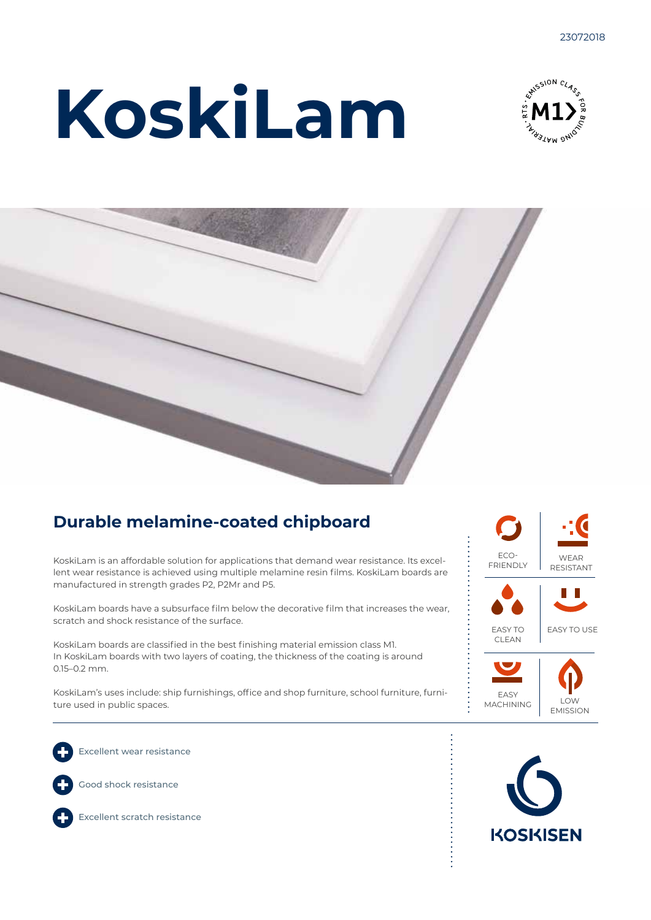23072018

# KoskiLam

## Durable melamine-coated chipboard

KoskiLam is an affordable solution for applications that demand wear resistance. Its excellent wear resistance is achieved using multiple melamine resin films. KoskiLam boards are manufactured in strength grades P2, P2Mr and P5.

KoskiLam boards have a subsurface film below the decorative film that increases the wear, scratch and shock resistance of the surface.

KoskiLam boards are classified in the best finishing material emission class M1. In KoskiLam boards with two layers of coating, the thickness of the coating is around 0.15–0.2 mm.

KoskiLam's uses include: ship furnishings, office and shop furniture, school furniture, furniture used in public spaces.

- ECO-FRIENDLY
- WEAR RESISTANT
- EASY TO CLEAN
- EASY TO USE
- EASY MACHINING
- LOW EMISSION

- Excellent wear resistance
- Good shock resistance
- Excellent scratch resistance

KOSKISEN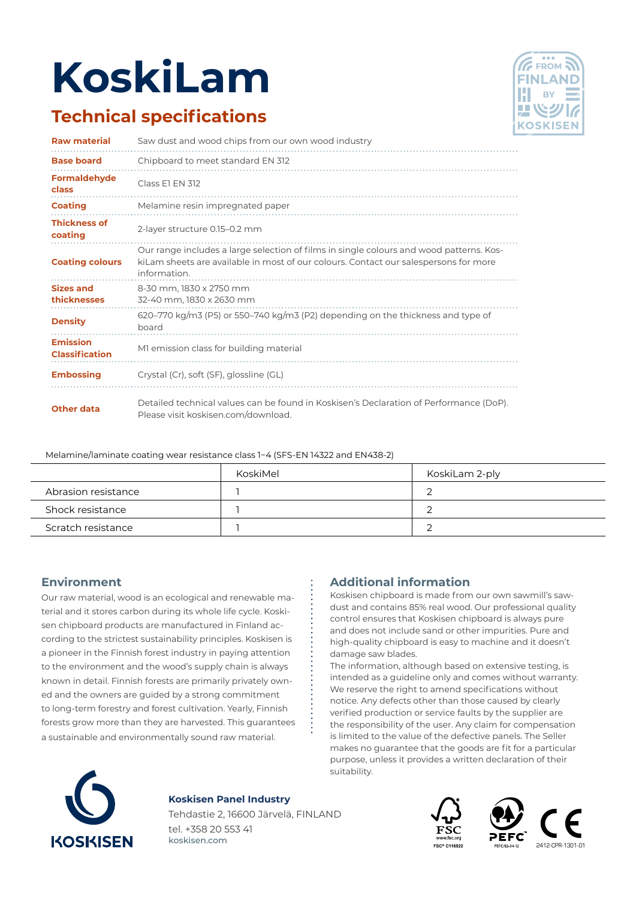# KoskiLam

## Technical specifications

| | |
|---|---|
| **Raw material** | Saw dust and wood chips from our own wood industry |
| **Base board** | Chipboard to meet standard EN 312 |
| **Formaldehyde class** | Class E1 EN 312 |
| **Coating** | Melamine resin impregnated paper |
| **Thickness of coating** | 2-layer structure 0.15–0.2 mm |
| **Coating colours** | Our range includes a large selection of films in single colours and wood patterns. KosKiLam sheets are available in most of our colours. Contact our salespersons for more information. |
| **Sizes and thicknesses** | 8-30 mm, 1830 x 2750 mm<br>32-40 mm, 1830 x 2630 mm |
| **Density** | 620–770 kg/m3 (P5) or 550–740 kg/m3 (P2) depending on the thickness and type of board |
| **Emission Classification** | M1 emission class for building material |
| **Embossing** | Crystal (Cr), soft (SF), glossline (GL) |
| **Other data** | Detailed technical values can be found in Koskisen's Declaration of Performance (DoP). Please visit koskisen.com/download. |

Melamine/laminate coating wear resistance class 1–4 (SFS-EN 14322 and EN438-2)

| | KoskiMel | KoskiLam 2-ply |
|---|---|---|
| Abrasion resistance | 1 | 2 |
| Shock resistance | 1 | 2 |
| Scratch resistance | 1 | 2 |

### Environment

Our raw material, wood is an ecological and renewable material and it stores carbon during its whole life cycle. Koskisen chipboard products are manufactured in Finland according to the strictest sustainability principles. Koskisen is a pioneer in the Finnish forest industry in paying attention to the environment and the wood's supply chain is always known in detail. Finnish forests are primarily privately owned and the owners are guided by a strong commitment to long-term forestry and forest cultivation. Yearly, Finnish forests grow more than they are harvested. This guarantees a sustainable and environmentally sound raw material.

### Additional information

Koskisen chipboard is made from our own sawmill's sawdust and contains 85% real wood. Our professional quality control ensures that Koskisen chipboard is always pure and does not include sand or other impurities. Pure and high-quality chipboard is easy to machine and it doesn't damage saw blades.

The information, although based on extensive testing, is intended as a guideline only and comes without warranty. We reserve the right to amend specifications without notice. Any defects other than those caused by clearly verified production or service faults by the supplier are the responsibility of the user. Any claim for compensation is limited to the value of the defective panels. The Seller makes no guarantee that the goods are fit for a particular purpose, unless it provides a written declaration of their suitability.

**Koskisen Panel Industry**
Tehdastie 2, 16600 Järvelä, FINLAND
tel. +358 20 553 41
koskisen.com

FSC® C116522 PEFC/02-34-12 2412-CPR-1301-01